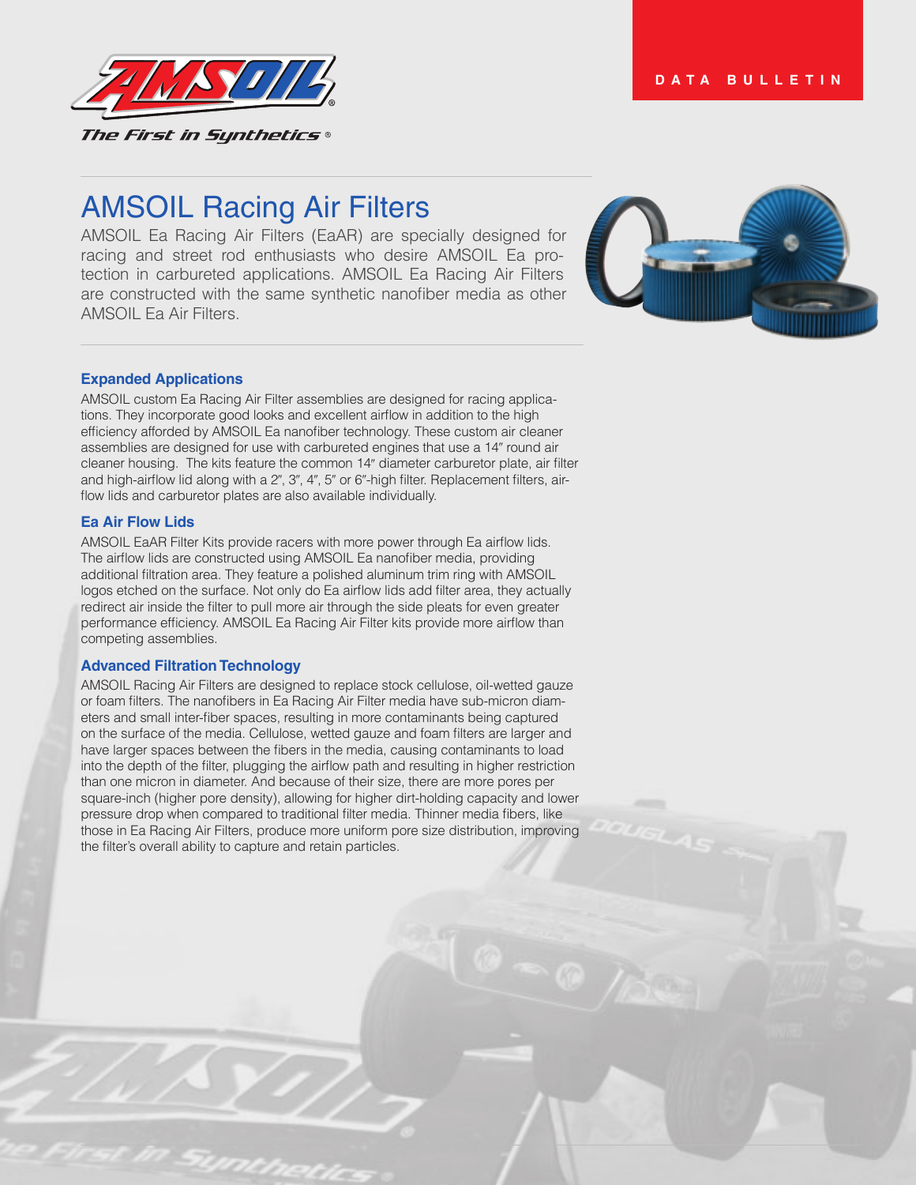DATA BULLETIN

# AMSOIL Racing Air Filters

AMSOIL Ea Racing Air Filters (EaAR) are specially designed for racing and street rod enthusiasts who desire AMSOIL Ea protection in carbureted applications. AMSOIL Ea Racing Air Filters are constructed with the same synthetic nanofiber media as other AMSOIL Ea Air Filters.

### Expanded Applications

AMSOIL custom Ea Racing Air Filter assemblies are designed for racing applications. They incorporate good looks and excellent airflow in addition to the high efficiency afforded by AMSOIL Ea nanofiber technology. These custom air cleaner assemblies are designed for use with carbureted engines that use a 14″ round air cleaner housing. The kits feature the common 14″ diameter carburetor plate, air filter and high-airflow lid along with a 2″, 3″, 4″, 5″ or 6″-high filter. Replacement filters, airflow lids and carburetor plates are also available individually.

### Ea Air Flow Lids

AMSOIL EaAR Filter Kits provide racers with more power through Ea airflow lids. The airflow lids are constructed using AMSOIL Ea nanofiber media, providing additional filtration area. They feature a polished aluminum trim ring with AMSOIL logos etched on the surface. Not only do Ea airflow lids add filter area, they actually redirect air inside the filter to pull more air through the side pleats for even greater performance efficiency. AMSOIL Ea Racing Air Filter kits provide more airflow than competing assemblies.

### Advanced Filtration Technology

AMSOIL Racing Air Filters are designed to replace stock cellulose, oil-wetted gauze or foam filters. The nanofibers in Ea Racing Air Filter media have sub-micron diameters and small inter-fiber spaces, resulting in more contaminants being captured on the surface of the media. Cellulose, wetted gauze and foam filters are larger and have larger spaces between the fibers in the media, causing contaminants to load into the depth of the filter, plugging the airflow path and resulting in higher restriction than one micron in diameter. And because of their size, there are more pores per square-inch (higher pore density), allowing for higher dirt-holding capacity and lower pressure drop when compared to traditional filter media. Thinner media fibers, like those in Ea Racing Air Filters, produce more uniform pore size distribution, improving the filter's overall ability to capture and retain particles.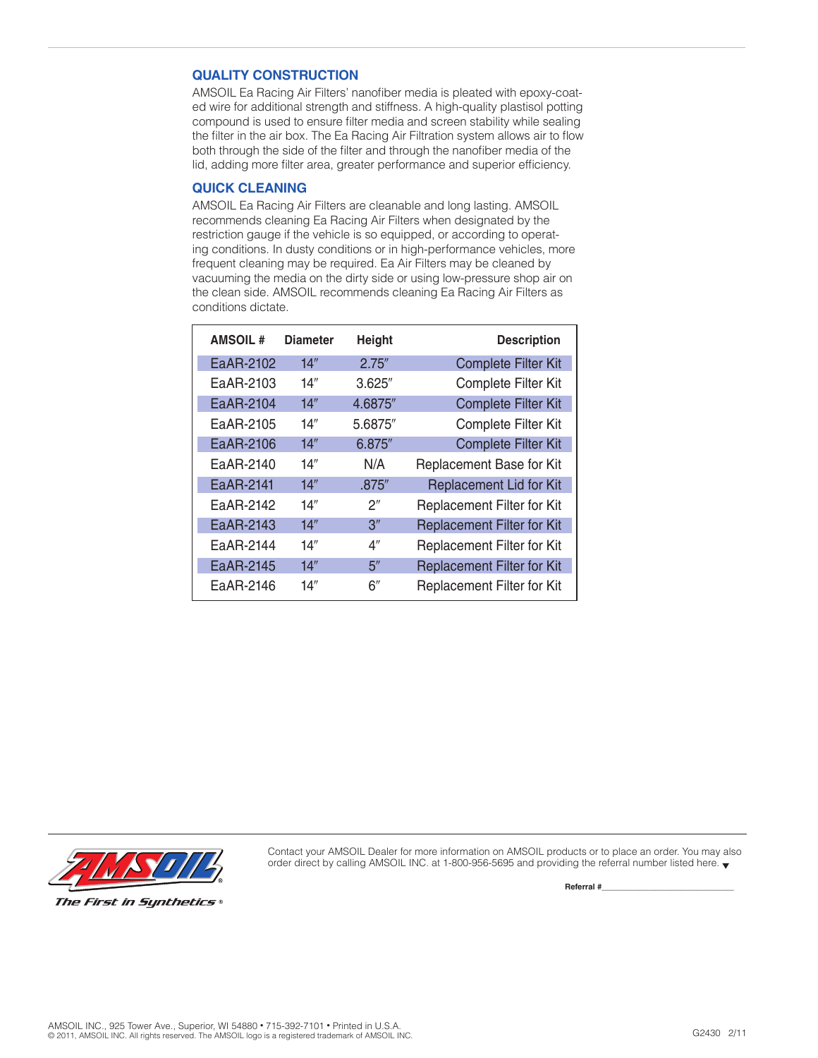## QUALITY CONSTRUCTION

AMSOIL Ea Racing Air Filters' nanofiber media is pleated with epoxy-coated wire for additional strength and stiffness. A high-quality plastisol potting compound is used to ensure filter media and screen stability while sealing the filter in the air box. The Ea Racing Air Filtration system allows air to flow both through the side of the filter and through the nanofiber media of the lid, adding more filter area, greater performance and superior efficiency.

## QUICK CLEANING

AMSOIL Ea Racing Air Filters are cleanable and long lasting. AMSOIL recommends cleaning Ea Racing Air Filters when designated by the restriction gauge if the vehicle is so equipped, or according to operating conditions. In dusty conditions or in high-performance vehicles, more frequent cleaning may be required. Ea Air Filters may be cleaned by vacuuming the media on the dirty side or using low-pressure shop air on the clean side. AMSOIL recommends cleaning Ea Racing Air Filters as conditions dictate.

| AMSOIL # | Diameter | Height | Description |
|---|---|---|---|
| EaAR-2102 | 14″ | 2.75″ | Complete Filter Kit |
| EaAR-2103 | 14″ | 3.625″ | Complete Filter Kit |
| EaAR-2104 | 14″ | 4.6875″ | Complete Filter Kit |
| EaAR-2105 | 14″ | 5.6875″ | Complete Filter Kit |
| EaAR-2106 | 14″ | 6.875″ | Complete Filter Kit |
| EaAR-2140 | 14″ | N/A | Replacement Base for Kit |
| EaAR-2141 | 14″ | .875″ | Replacement Lid for Kit |
| EaAR-2142 | 14″ | 2″ | Replacement Filter for Kit |
| EaAR-2143 | 14″ | 3″ | Replacement Filter for Kit |
| EaAR-2144 | 14″ | 4″ | Replacement Filter for Kit |
| EaAR-2145 | 14″ | 5″ | Replacement Filter for Kit |
| EaAR-2146 | 14″ | 6″ | Replacement Filter for Kit |

AMSOIL *The First in Synthetics*®

Contact your AMSOIL Dealer for more information on AMSOIL products or to place an order. You may also order direct by calling AMSOIL INC. at 1-800-956-5695 and providing the referral number listed here. ▼

**Referral #**\_\_\_\_\_\_\_\_\_\_\_\_\_\_\_\_\_\_\_\_\_\_\_\_\_\_\_\_

AMSOIL INC., 925 Tower Ave., Superior, WI 54880 • 715-392-7101 • Printed in U.S.A.
© 2011, AMSOIL INC. All rights reserved. The AMSOIL logo is a registered trademark of AMSOIL INC.

G2430 2/11